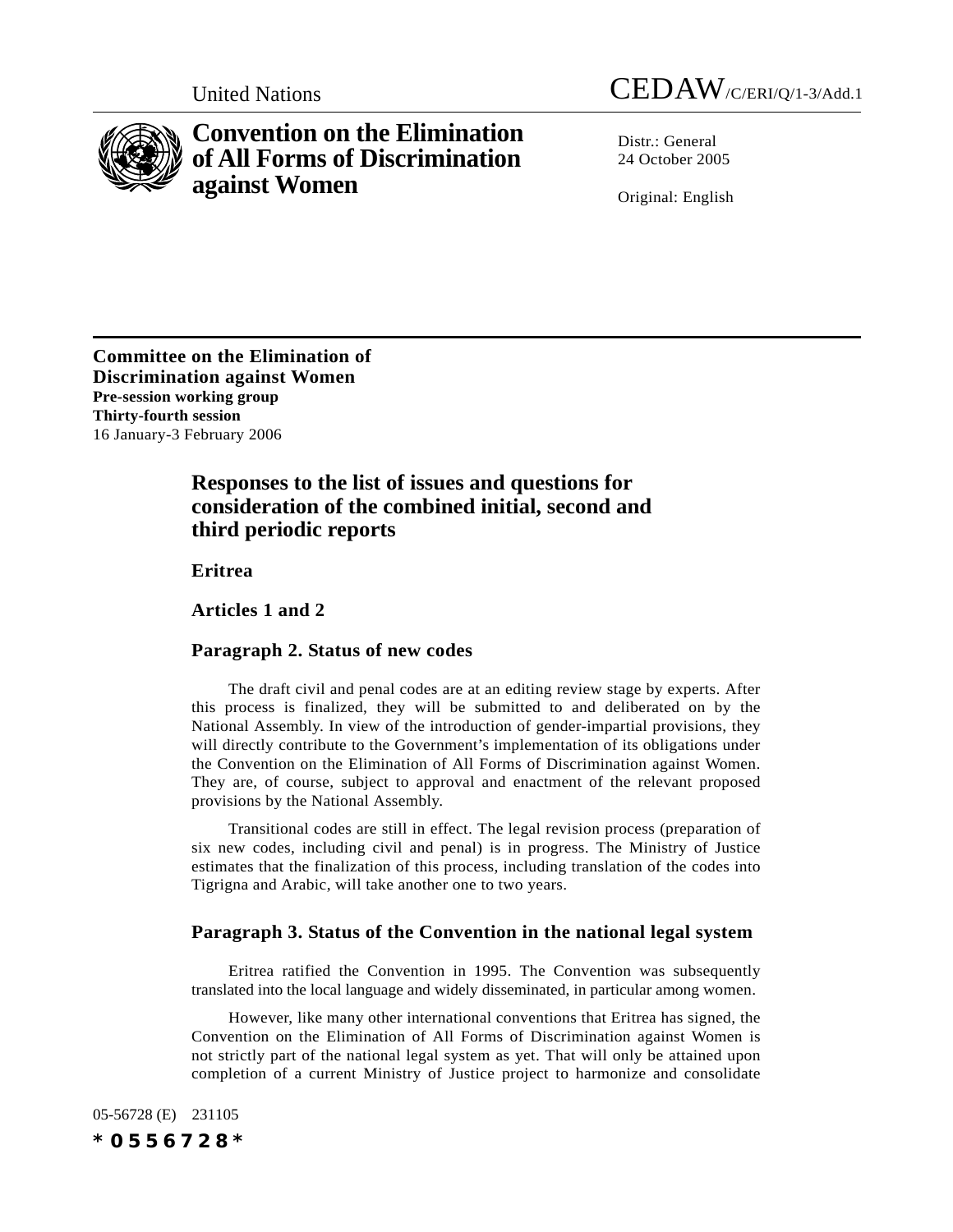United Nations CEDAW/C/ERI/Q/1-3/Add.1

# Convention on the Elimination of All Forms of Discrimination against Women

Distr.: General
24 October 2005

Original: English

**Committee on the Elimination of Discrimination against Women**
**Pre-session working group**
**Thirty-fourth session**
16 January-3 February 2006

## Responses to the list of issues and questions for consideration of the combined initial, second and third periodic reports

### Eritrea

### Articles 1 and 2

### Paragraph 2. Status of new codes

The draft civil and penal codes are at an editing review stage by experts. After this process is finalized, they will be submitted to and deliberated on by the National Assembly. In view of the introduction of gender-impartial provisions, they will directly contribute to the Government's implementation of its obligations under the Convention on the Elimination of All Forms of Discrimination against Women. They are, of course, subject to approval and enactment of the relevant proposed provisions by the National Assembly.

Transitional codes are still in effect. The legal revision process (preparation of six new codes, including civil and penal) is in progress. The Ministry of Justice estimates that the finalization of this process, including translation of the codes into Tigrigna and Arabic, will take another one to two years.

### Paragraph 3. Status of the Convention in the national legal system

Eritrea ratified the Convention in 1995. The Convention was subsequently translated into the local language and widely disseminated, in particular among women.

However, like many other international conventions that Eritrea has signed, the Convention on the Elimination of All Forms of Discrimination against Women is not strictly part of the national legal system as yet. That will only be attained upon completion of a current Ministry of Justice project to harmonize and consolidate

05-56728 (E) 231105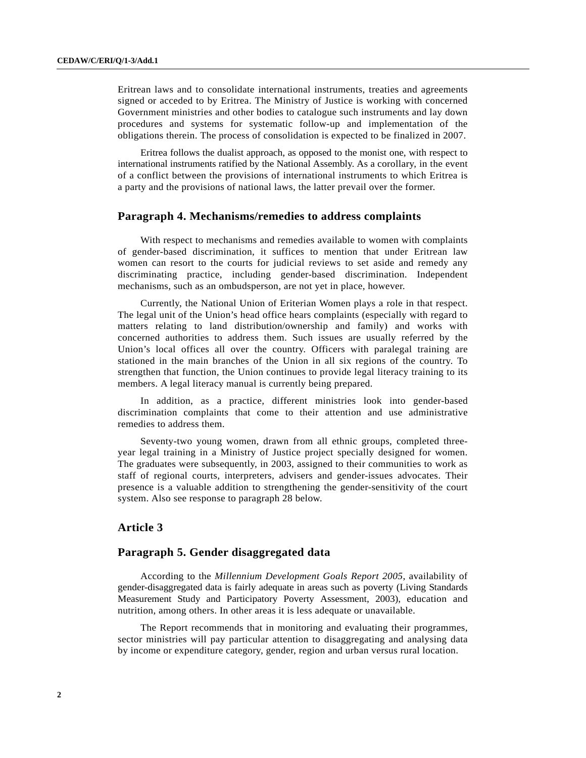Eritrean laws and to consolidate international instruments, treaties and agreements signed or acceded to by Eritrea. The Ministry of Justice is working with concerned Government ministries and other bodies to catalogue such instruments and lay down procedures and systems for systematic follow-up and implementation of the obligations therein. The process of consolidation is expected to be finalized in 2007.

Eritrea follows the dualist approach, as opposed to the monist one, with respect to international instruments ratified by the National Assembly. As a corollary, in the event of a conflict between the provisions of international instruments to which Eritrea is a party and the provisions of national laws, the latter prevail over the former.

## Paragraph 4. Mechanisms/remedies to address complaints

With respect to mechanisms and remedies available to women with complaints of gender-based discrimination, it suffices to mention that under Eritrean law women can resort to the courts for judicial reviews to set aside and remedy any discriminating practice, including gender-based discrimination. Independent mechanisms, such as an ombudsperson, are not yet in place, however.

Currently, the National Union of Eriterian Women plays a role in that respect. The legal unit of the Union's head office hears complaints (especially with regard to matters relating to land distribution/ownership and family) and works with concerned authorities to address them. Such issues are usually referred by the Union's local offices all over the country. Officers with paralegal training are stationed in the main branches of the Union in all six regions of the country. To strengthen that function, the Union continues to provide legal literacy training to its members. A legal literacy manual is currently being prepared.

In addition, as a practice, different ministries look into gender-based discrimination complaints that come to their attention and use administrative remedies to address them.

Seventy-two young women, drawn from all ethnic groups, completed three-year legal training in a Ministry of Justice project specially designed for women. The graduates were subsequently, in 2003, assigned to their communities to work as staff of regional courts, interpreters, advisers and gender-issues advocates. Their presence is a valuable addition to strengthening the gender-sensitivity of the court system. Also see response to paragraph 28 below.

## Article 3

## Paragraph 5. Gender disaggregated data

According to the *Millennium Development Goals Report 2005*, availability of gender-disaggregated data is fairly adequate in areas such as poverty (Living Standards Measurement Study and Participatory Poverty Assessment, 2003), education and nutrition, among others. In other areas it is less adequate or unavailable.

The Report recommends that in monitoring and evaluating their programmes, sector ministries will pay particular attention to disaggregating and analysing data by income or expenditure category, gender, region and urban versus rural location.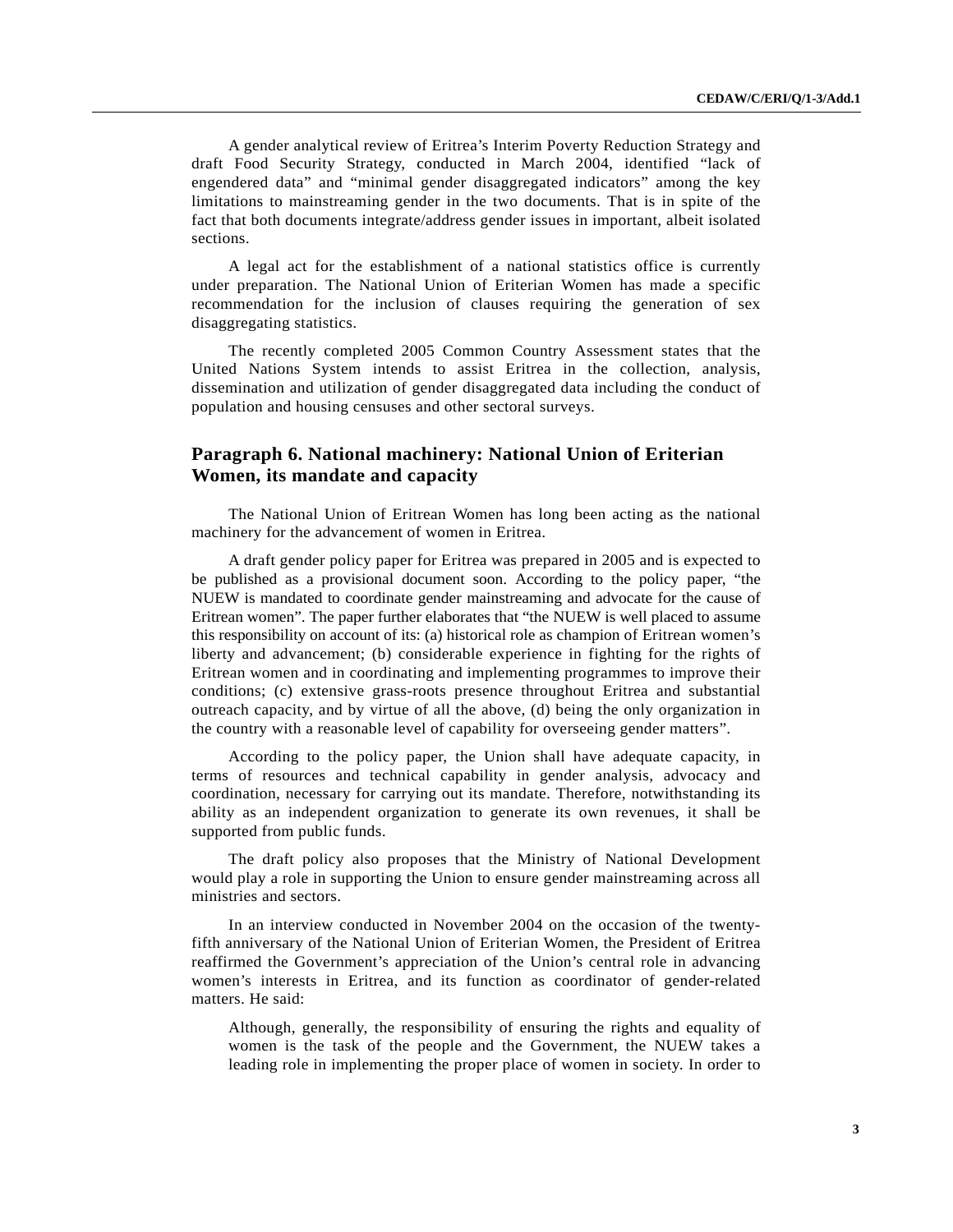A gender analytical review of Eritrea's Interim Poverty Reduction Strategy and draft Food Security Strategy, conducted in March 2004, identified "lack of engendered data" and "minimal gender disaggregated indicators" among the key limitations to mainstreaming gender in the two documents. That is in spite of the fact that both documents integrate/address gender issues in important, albeit isolated sections.

A legal act for the establishment of a national statistics office is currently under preparation. The National Union of Eriterian Women has made a specific recommendation for the inclusion of clauses requiring the generation of sex disaggregating statistics.

The recently completed 2005 Common Country Assessment states that the United Nations System intends to assist Eritrea in the collection, analysis, dissemination and utilization of gender disaggregated data including the conduct of population and housing censuses and other sectoral surveys.

## Paragraph 6. National machinery: National Union of Eriterian Women, its mandate and capacity

The National Union of Eritrean Women has long been acting as the national machinery for the advancement of women in Eritrea.

A draft gender policy paper for Eritrea was prepared in 2005 and is expected to be published as a provisional document soon. According to the policy paper, "the NUEW is mandated to coordinate gender mainstreaming and advocate for the cause of Eritrean women". The paper further elaborates that "the NUEW is well placed to assume this responsibility on account of its: (a) historical role as champion of Eritrean women's liberty and advancement; (b) considerable experience in fighting for the rights of Eritrean women and in coordinating and implementing programmes to improve their conditions; (c) extensive grass-roots presence throughout Eritrea and substantial outreach capacity, and by virtue of all the above, (d) being the only organization in the country with a reasonable level of capability for overseeing gender matters".

According to the policy paper, the Union shall have adequate capacity, in terms of resources and technical capability in gender analysis, advocacy and coordination, necessary for carrying out its mandate. Therefore, notwithstanding its ability as an independent organization to generate its own revenues, it shall be supported from public funds.

The draft policy also proposes that the Ministry of National Development would play a role in supporting the Union to ensure gender mainstreaming across all ministries and sectors.

In an interview conducted in November 2004 on the occasion of the twenty-fifth anniversary of the National Union of Eriterian Women, the President of Eritrea reaffirmed the Government's appreciation of the Union's central role in advancing women's interests in Eritrea, and its function as coordinator of gender-related matters. He said:

> Although, generally, the responsibility of ensuring the rights and equality of women is the task of the people and the Government, the NUEW takes a leading role in implementing the proper place of women in society. In order to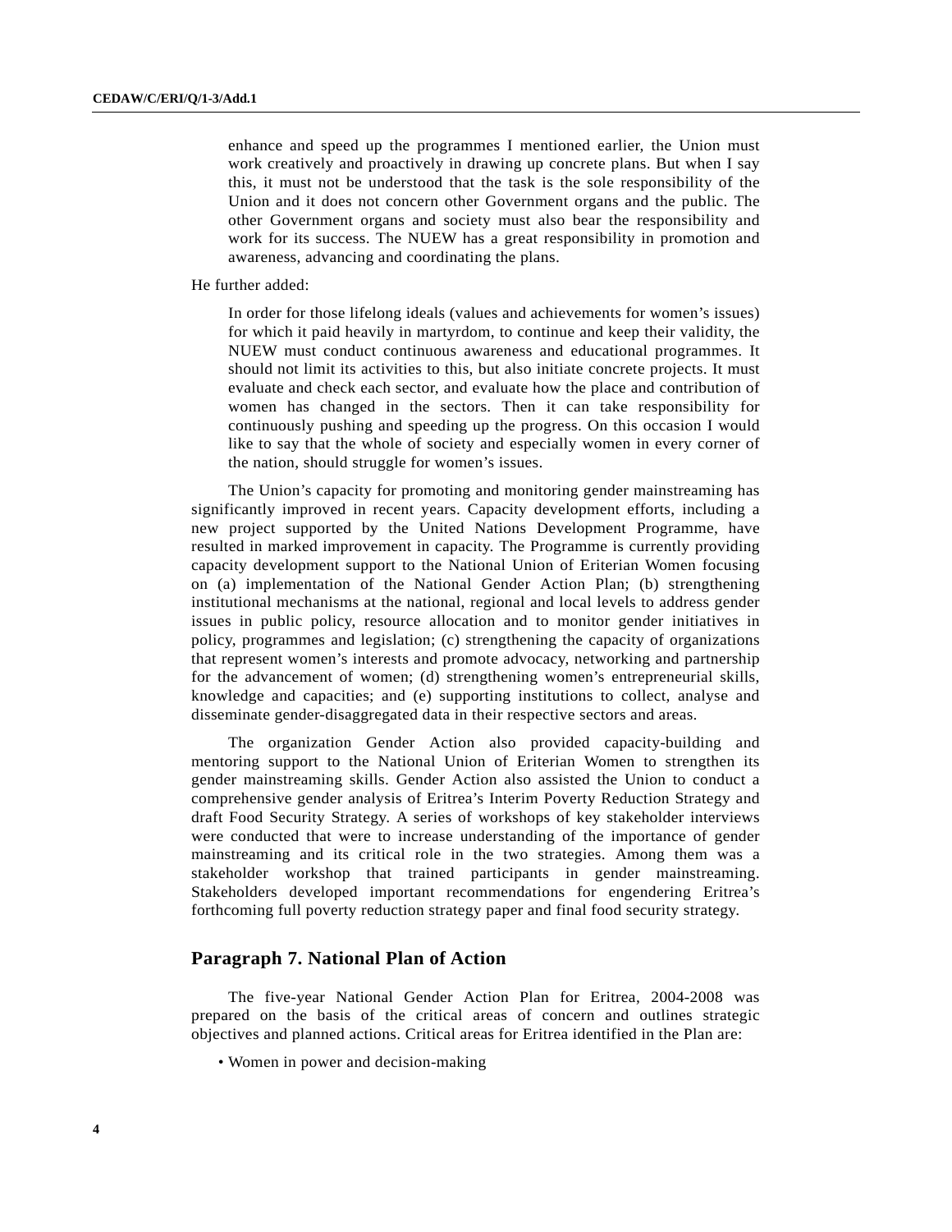> enhance and speed up the programmes I mentioned earlier, the Union must work creatively and proactively in drawing up concrete plans. But when I say this, it must not be understood that the task is the sole responsibility of the Union and it does not concern other Government organs and the public. The other Government organs and society must also bear the responsibility and work for its success. The NUEW has a great responsibility in promotion and awareness, advancing and coordinating the plans.

He further added:

> In order for those lifelong ideals (values and achievements for women's issues) for which it paid heavily in martyrdom, to continue and keep their validity, the NUEW must conduct continuous awareness and educational programmes. It should not limit its activities to this, but also initiate concrete projects. It must evaluate and check each sector, and evaluate how the place and contribution of women has changed in the sectors. Then it can take responsibility for continuously pushing and speeding up the progress. On this occasion I would like to say that the whole of society and especially women in every corner of the nation, should struggle for women's issues.

The Union's capacity for promoting and monitoring gender mainstreaming has significantly improved in recent years. Capacity development efforts, including a new project supported by the United Nations Development Programme, have resulted in marked improvement in capacity. The Programme is currently providing capacity development support to the National Union of Eriterian Women focusing on (a) implementation of the National Gender Action Plan; (b) strengthening institutional mechanisms at the national, regional and local levels to address gender issues in public policy, resource allocation and to monitor gender initiatives in policy, programmes and legislation; (c) strengthening the capacity of organizations that represent women's interests and promote advocacy, networking and partnership for the advancement of women; (d) strengthening women's entrepreneurial skills, knowledge and capacities; and (e) supporting institutions to collect, analyse and disseminate gender-disaggregated data in their respective sectors and areas.

The organization Gender Action also provided capacity-building and mentoring support to the National Union of Eriterian Women to strengthen its gender mainstreaming skills. Gender Action also assisted the Union to conduct a comprehensive gender analysis of Eritrea's Interim Poverty Reduction Strategy and draft Food Security Strategy. A series of workshops of key stakeholder interviews were conducted that were to increase understanding of the importance of gender mainstreaming and its critical role in the two strategies. Among them was a stakeholder workshop that trained participants in gender mainstreaming. Stakeholders developed important recommendations for engendering Eritrea's forthcoming full poverty reduction strategy paper and final food security strategy.

## Paragraph 7. National Plan of Action

The five-year National Gender Action Plan for Eritrea, 2004-2008 was prepared on the basis of the critical areas of concern and outlines strategic objectives and planned actions. Critical areas for Eritrea identified in the Plan are:

- Women in power and decision-making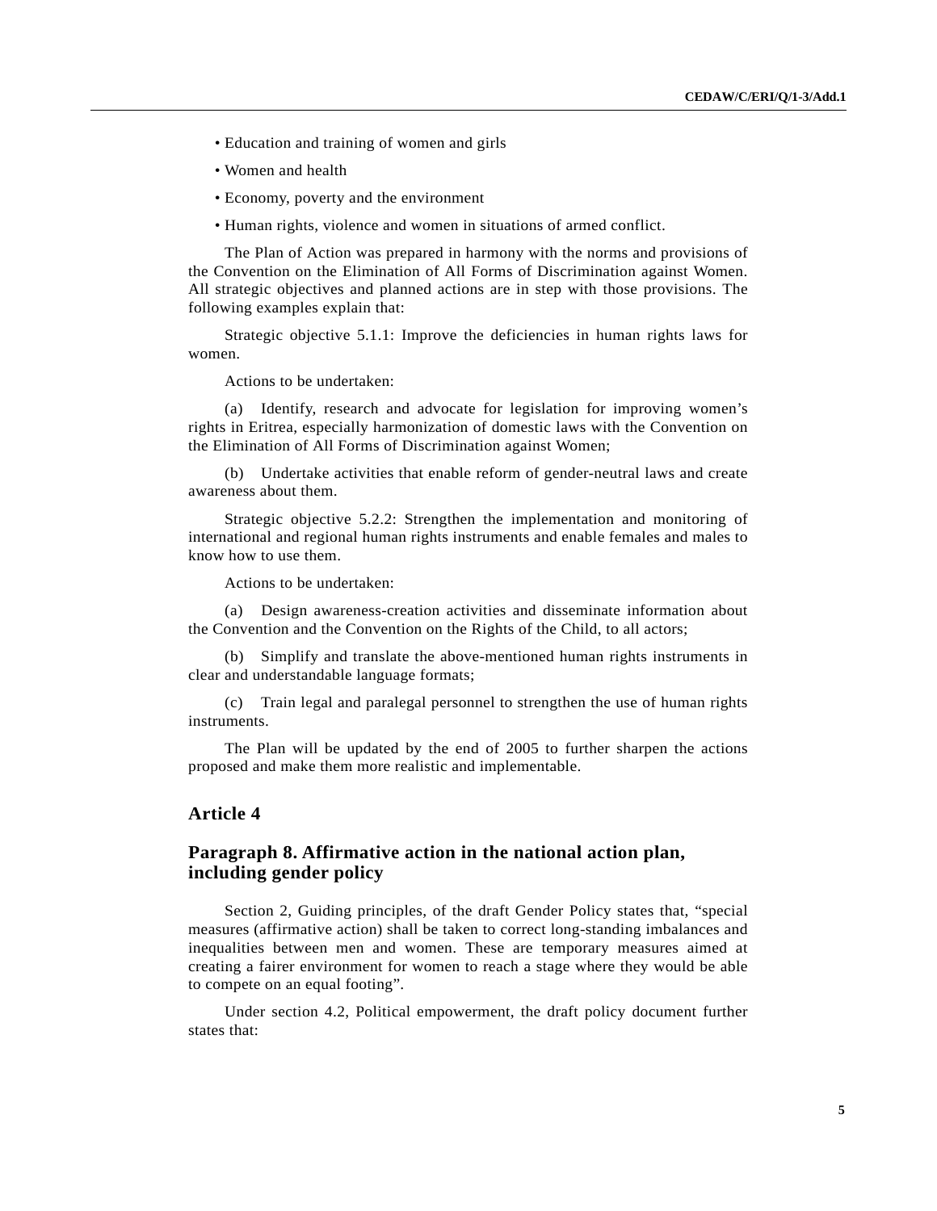- Education and training of women and girls
- Women and health
- Economy, poverty and the environment
- Human rights, violence and women in situations of armed conflict.

The Plan of Action was prepared in harmony with the norms and provisions of the Convention on the Elimination of All Forms of Discrimination against Women. All strategic objectives and planned actions are in step with those provisions. The following examples explain that:

Strategic objective 5.1.1: Improve the deficiencies in human rights laws for women.

Actions to be undertaken:

(a) Identify, research and advocate for legislation for improving women's rights in Eritrea, especially harmonization of domestic laws with the Convention on the Elimination of All Forms of Discrimination against Women;

(b) Undertake activities that enable reform of gender-neutral laws and create awareness about them.

Strategic objective 5.2.2: Strengthen the implementation and monitoring of international and regional human rights instruments and enable females and males to know how to use them.

Actions to be undertaken:

(a) Design awareness-creation activities and disseminate information about the Convention and the Convention on the Rights of the Child, to all actors;

(b) Simplify and translate the above-mentioned human rights instruments in clear and understandable language formats;

(c) Train legal and paralegal personnel to strengthen the use of human rights instruments.

The Plan will be updated by the end of 2005 to further sharpen the actions proposed and make them more realistic and implementable.

## Article 4

### Paragraph 8. Affirmative action in the national action plan, including gender policy

Section 2, Guiding principles, of the draft Gender Policy states that, "special measures (affirmative action) shall be taken to correct long-standing imbalances and inequalities between men and women. These are temporary measures aimed at creating a fairer environment for women to reach a stage where they would be able to compete on an equal footing".

Under section 4.2, Political empowerment, the draft policy document further states that: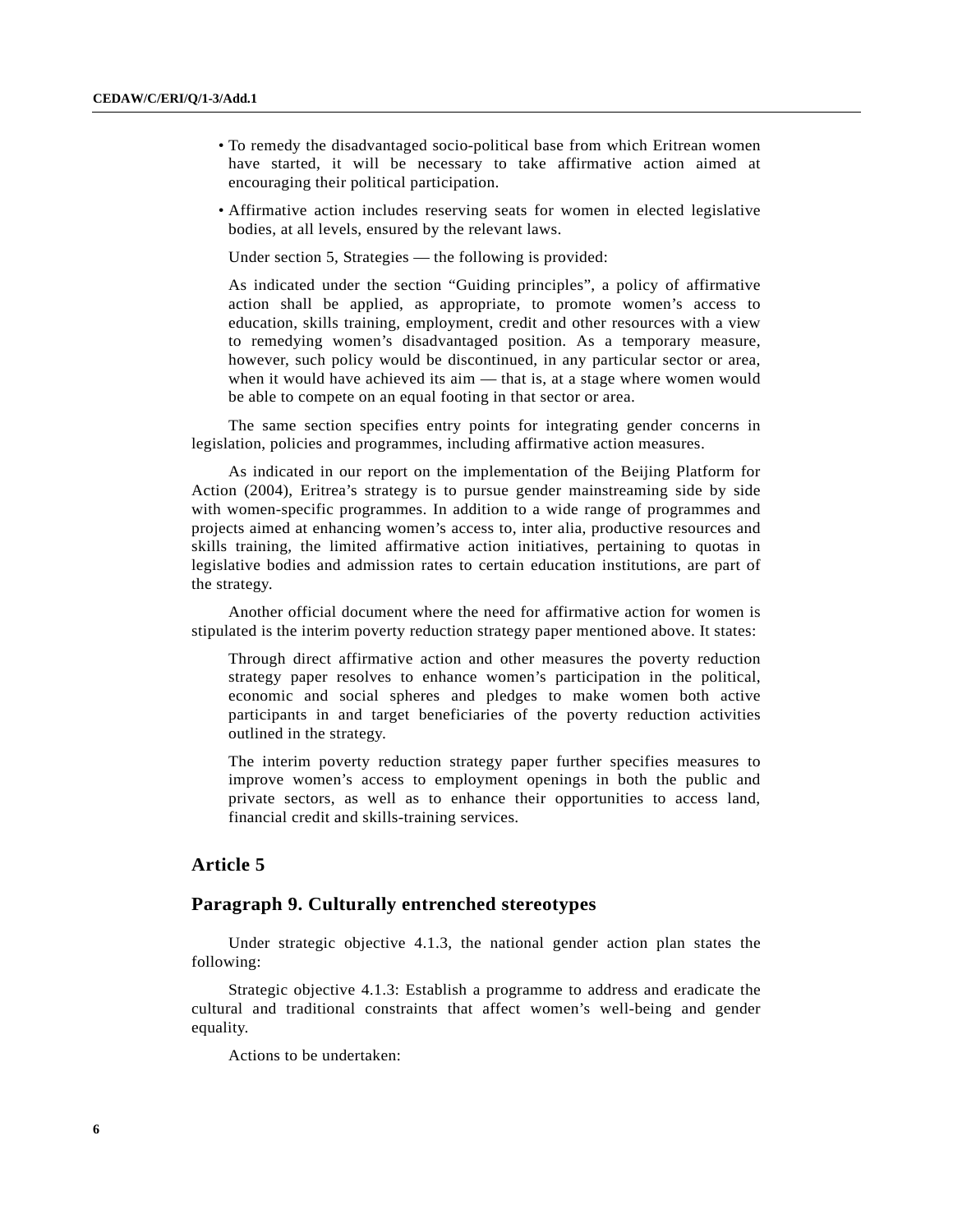- To remedy the disadvantaged socio-political base from which Eritrean women have started, it will be necessary to take affirmative action aimed at encouraging their political participation.
- Affirmative action includes reserving seats for women in elected legislative bodies, at all levels, ensured by the relevant laws.

Under section 5, Strategies — the following is provided:

> As indicated under the section “Guiding principles”, a policy of affirmative action shall be applied, as appropriate, to promote women’s access to education, skills training, employment, credit and other resources with a view to remedying women’s disadvantaged position. As a temporary measure, however, such policy would be discontinued, in any particular sector or area, when it would have achieved its aim — that is, at a stage where women would be able to compete on an equal footing in that sector or area.

The same section specifies entry points for integrating gender concerns in legislation, policies and programmes, including affirmative action measures.

As indicated in our report on the implementation of the Beijing Platform for Action (2004), Eritrea’s strategy is to pursue gender mainstreaming side by side with women-specific programmes. In addition to a wide range of programmes and projects aimed at enhancing women’s access to, inter alia, productive resources and skills training, the limited affirmative action initiatives, pertaining to quotas in legislative bodies and admission rates to certain education institutions, are part of the strategy.

Another official document where the need for affirmative action for women is stipulated is the interim poverty reduction strategy paper mentioned above. It states:

> Through direct affirmative action and other measures the poverty reduction strategy paper resolves to enhance women’s participation in the political, economic and social spheres and pledges to make women both active participants in and target beneficiaries of the poverty reduction activities outlined in the strategy.
>
> The interim poverty reduction strategy paper further specifies measures to improve women’s access to employment openings in both the public and private sectors, as well as to enhance their opportunities to access land, financial credit and skills-training services.

## Article 5

## Paragraph 9. Culturally entrenched stereotypes

Under strategic objective 4.1.3, the national gender action plan states the following:

Strategic objective 4.1.3: Establish a programme to address and eradicate the cultural and traditional constraints that affect women’s well-being and gender equality.

Actions to be undertaken: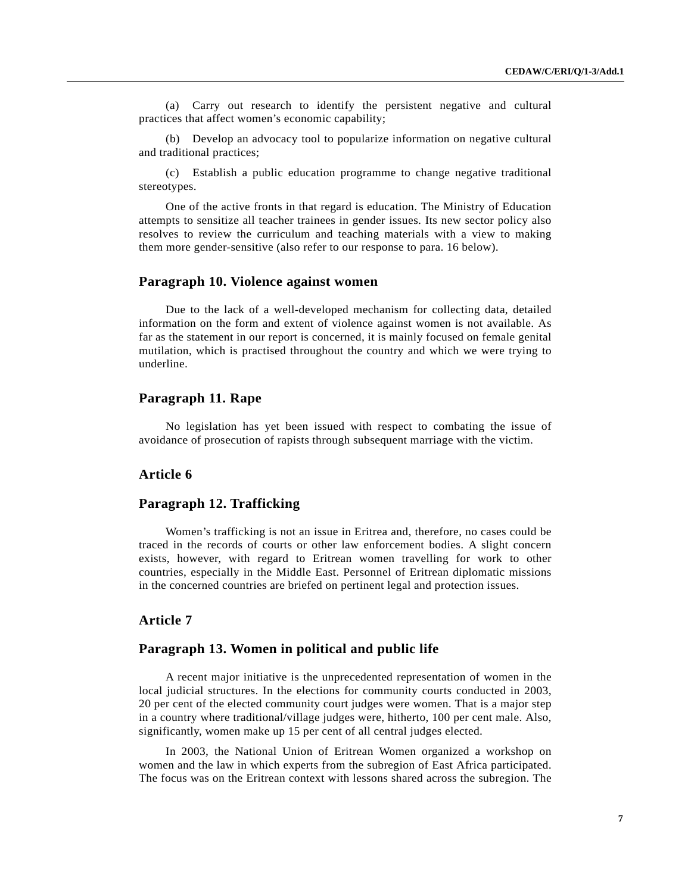(a) Carry out research to identify the persistent negative and cultural practices that affect women's economic capability;

(b) Develop an advocacy tool to popularize information on negative cultural and traditional practices;

(c) Establish a public education programme to change negative traditional stereotypes.

One of the active fronts in that regard is education. The Ministry of Education attempts to sensitize all teacher trainees in gender issues. Its new sector policy also resolves to review the curriculum and teaching materials with a view to making them more gender-sensitive (also refer to our response to para. 16 below).

## Paragraph 10. Violence against women

Due to the lack of a well-developed mechanism for collecting data, detailed information on the form and extent of violence against women is not available. As far as the statement in our report is concerned, it is mainly focused on female genital mutilation, which is practised throughout the country and which we were trying to underline.

## Paragraph 11. Rape

No legislation has yet been issued with respect to combating the issue of avoidance of prosecution of rapists through subsequent marriage with the victim.

## Article 6

## Paragraph 12. Trafficking

Women's trafficking is not an issue in Eritrea and, therefore, no cases could be traced in the records of courts or other law enforcement bodies. A slight concern exists, however, with regard to Eritrean women travelling for work to other countries, especially in the Middle East. Personnel of Eritrean diplomatic missions in the concerned countries are briefed on pertinent legal and protection issues.

## Article 7

## Paragraph 13. Women in political and public life

A recent major initiative is the unprecedented representation of women in the local judicial structures. In the elections for community courts conducted in 2003, 20 per cent of the elected community court judges were women. That is a major step in a country where traditional/village judges were, hitherto, 100 per cent male. Also, significantly, women make up 15 per cent of all central judges elected.

In 2003, the National Union of Eritrean Women organized a workshop on women and the law in which experts from the subregion of East Africa participated. The focus was on the Eritrean context with lessons shared across the subregion. The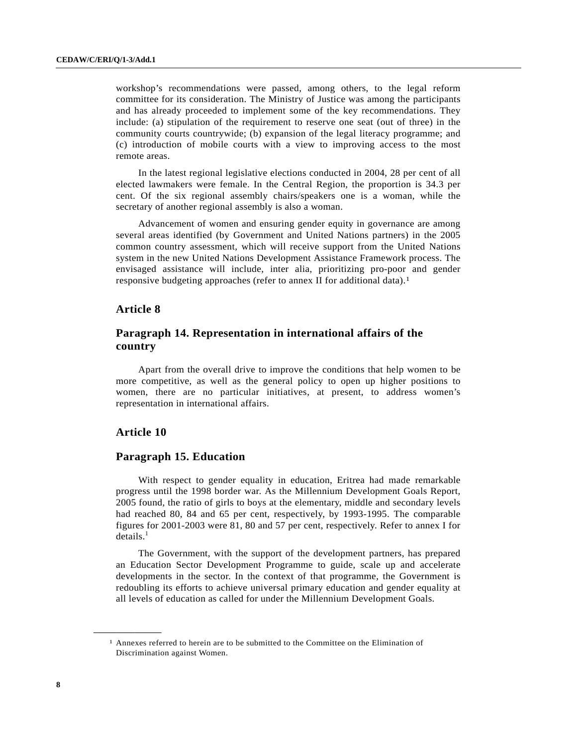workshop's recommendations were passed, among others, to the legal reform committee for its consideration. The Ministry of Justice was among the participants and has already proceeded to implement some of the key recommendations. They include: (a) stipulation of the requirement to reserve one seat (out of three) in the community courts countrywide; (b) expansion of the legal literacy programme; and (c) introduction of mobile courts with a view to improving access to the most remote areas.

In the latest regional legislative elections conducted in 2004, 28 per cent of all elected lawmakers were female. In the Central Region, the proportion is 34.3 per cent. Of the six regional assembly chairs/speakers one is a woman, while the secretary of another regional assembly is also a woman.

Advancement of women and ensuring gender equity in governance are among several areas identified (by Government and United Nations partners) in the 2005 common country assessment, which will receive support from the United Nations system in the new United Nations Development Assistance Framework process. The envisaged assistance will include, inter alia, prioritizing pro-poor and gender responsive budgeting approaches (refer to annex II for additional data).[1]

## Article 8

### Paragraph 14. Representation in international affairs of the country

Apart from the overall drive to improve the conditions that help women to be more competitive, as well as the general policy to open up higher positions to women, there are no particular initiatives, at present, to address women's representation in international affairs.

## Article 10

### Paragraph 15. Education

With respect to gender equality in education, Eritrea had made remarkable progress until the 1998 border war. As the Millennium Development Goals Report, 2005 found, the ratio of girls to boys at the elementary, middle and secondary levels had reached 80, 84 and 65 per cent, respectively, by 1993-1995. The comparable figures for 2001-2003 were 81, 80 and 57 per cent, respectively. Refer to annex I for details.[1]

The Government, with the support of the development partners, has prepared an Education Sector Development Programme to guide, scale up and accelerate developments in the sector. In the context of that programme, the Government is redoubling its efforts to achieve universal primary education and gender equality at all levels of education as called for under the Millennium Development Goals.

---

[1] Annexes referred to herein are to be submitted to the Committee on the Elimination of Discrimination against Women.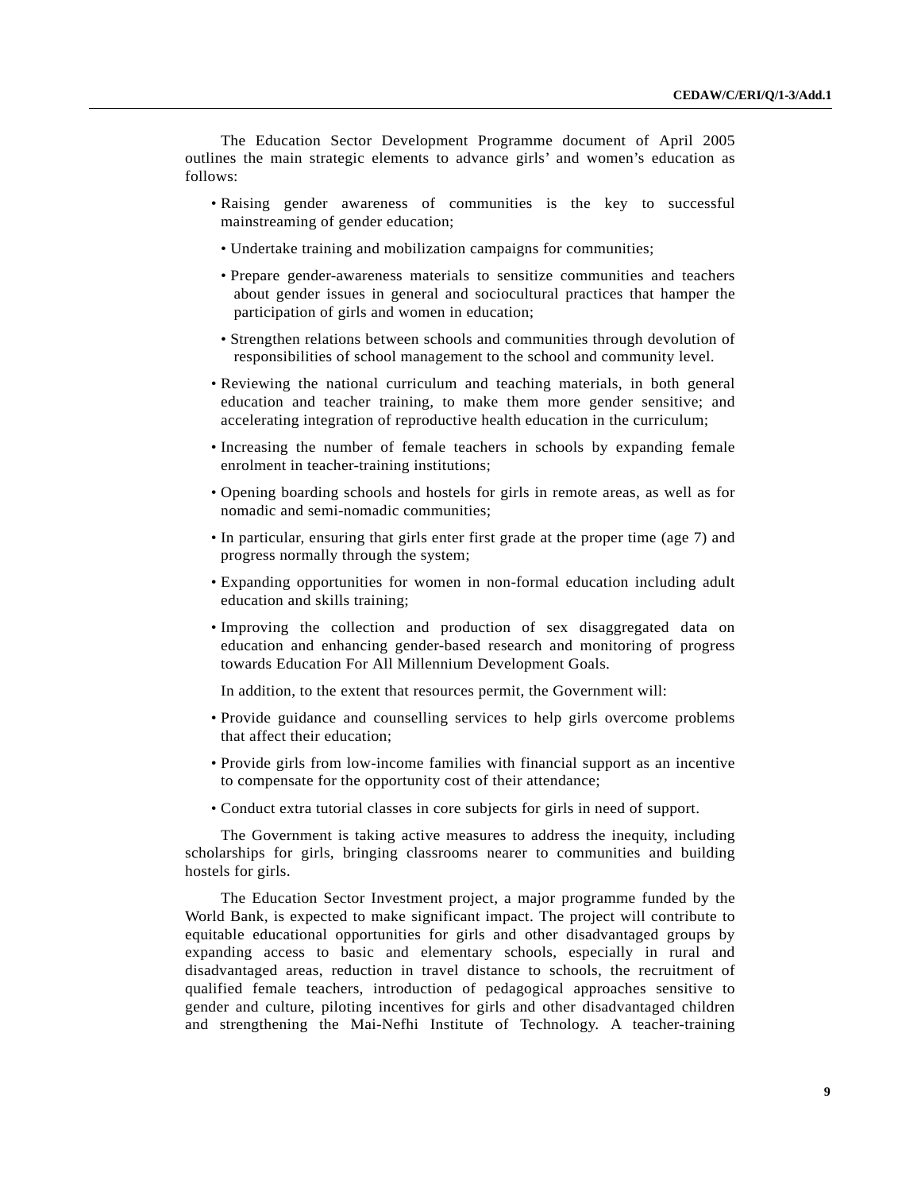The Education Sector Development Programme document of April 2005 outlines the main strategic elements to advance girls' and women's education as follows:

- Raising gender awareness of communities is the key to successful mainstreaming of gender education;
  - Undertake training and mobilization campaigns for communities;
  - Prepare gender-awareness materials to sensitize communities and teachers about gender issues in general and sociocultural practices that hamper the participation of girls and women in education;
  - Strengthen relations between schools and communities through devolution of responsibilities of school management to the school and community level.
- Reviewing the national curriculum and teaching materials, in both general education and teacher training, to make them more gender sensitive; and accelerating integration of reproductive health education in the curriculum;
- Increasing the number of female teachers in schools by expanding female enrolment in teacher-training institutions;
- Opening boarding schools and hostels for girls in remote areas, as well as for nomadic and semi-nomadic communities;
- In particular, ensuring that girls enter first grade at the proper time (age 7) and progress normally through the system;
- Expanding opportunities for women in non-formal education including adult education and skills training;
- Improving the collection and production of sex disaggregated data on education and enhancing gender-based research and monitoring of progress towards Education For All Millennium Development Goals.

In addition, to the extent that resources permit, the Government will:

- Provide guidance and counselling services to help girls overcome problems that affect their education;
- Provide girls from low-income families with financial support as an incentive to compensate for the opportunity cost of their attendance;
- Conduct extra tutorial classes in core subjects for girls in need of support.

The Government is taking active measures to address the inequity, including scholarships for girls, bringing classrooms nearer to communities and building hostels for girls.

The Education Sector Investment project, a major programme funded by the World Bank, is expected to make significant impact. The project will contribute to equitable educational opportunities for girls and other disadvantaged groups by expanding access to basic and elementary schools, especially in rural and disadvantaged areas, reduction in travel distance to schools, the recruitment of qualified female teachers, introduction of pedagogical approaches sensitive to gender and culture, piloting incentives for girls and other disadvantaged children and strengthening the Mai-Nefhi Institute of Technology. A teacher-training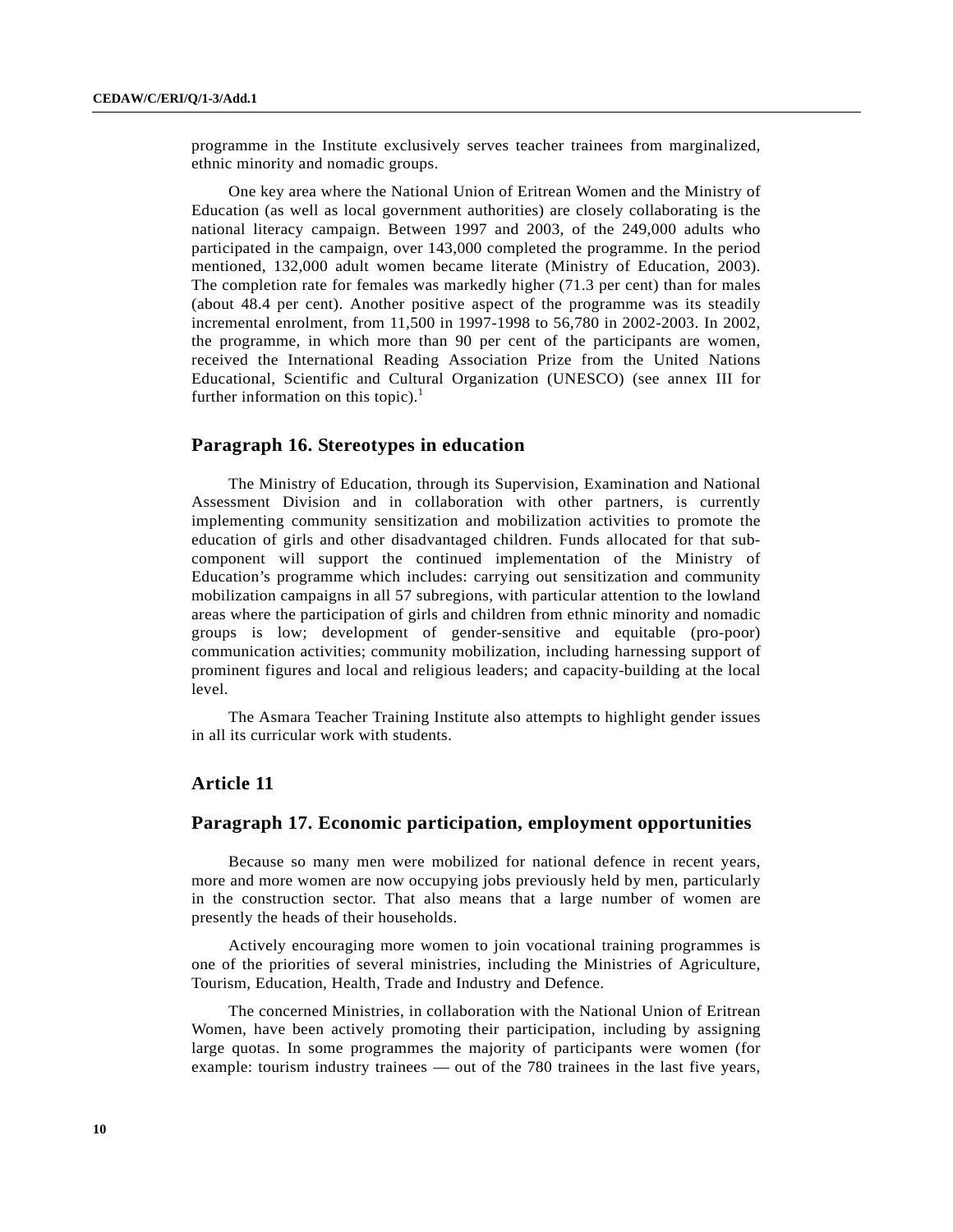programme in the Institute exclusively serves teacher trainees from marginalized, ethnic minority and nomadic groups.

One key area where the National Union of Eritrean Women and the Ministry of Education (as well as local government authorities) are closely collaborating is the national literacy campaign. Between 1997 and 2003, of the 249,000 adults who participated in the campaign, over 143,000 completed the programme. In the period mentioned, 132,000 adult women became literate (Ministry of Education, 2003). The completion rate for females was markedly higher (71.3 per cent) than for males (about 48.4 per cent). Another positive aspect of the programme was its steadily incremental enrolment, from 11,500 in 1997-1998 to 56,780 in 2002-2003. In 2002, the programme, in which more than 90 per cent of the participants are women, received the International Reading Association Prize from the United Nations Educational, Scientific and Cultural Organization (UNESCO) (see annex III for further information on this topic).[1]

## Paragraph 16. Stereotypes in education

The Ministry of Education, through its Supervision, Examination and National Assessment Division and in collaboration with other partners, is currently implementing community sensitization and mobilization activities to promote the education of girls and other disadvantaged children. Funds allocated for that sub-component will support the continued implementation of the Ministry of Education's programme which includes: carrying out sensitization and community mobilization campaigns in all 57 subregions, with particular attention to the lowland areas where the participation of girls and children from ethnic minority and nomadic groups is low; development of gender-sensitive and equitable (pro-poor) communication activities; community mobilization, including harnessing support of prominent figures and local and religious leaders; and capacity-building at the local level.

The Asmara Teacher Training Institute also attempts to highlight gender issues in all its curricular work with students.

## Article 11

## Paragraph 17. Economic participation, employment opportunities

Because so many men were mobilized for national defence in recent years, more and more women are now occupying jobs previously held by men, particularly in the construction sector. That also means that a large number of women are presently the heads of their households.

Actively encouraging more women to join vocational training programmes is one of the priorities of several ministries, including the Ministries of Agriculture, Tourism, Education, Health, Trade and Industry and Defence.

The concerned Ministries, in collaboration with the National Union of Eritrean Women, have been actively promoting their participation, including by assigning large quotas. In some programmes the majority of participants were women (for example: tourism industry trainees — out of the 780 trainees in the last five years,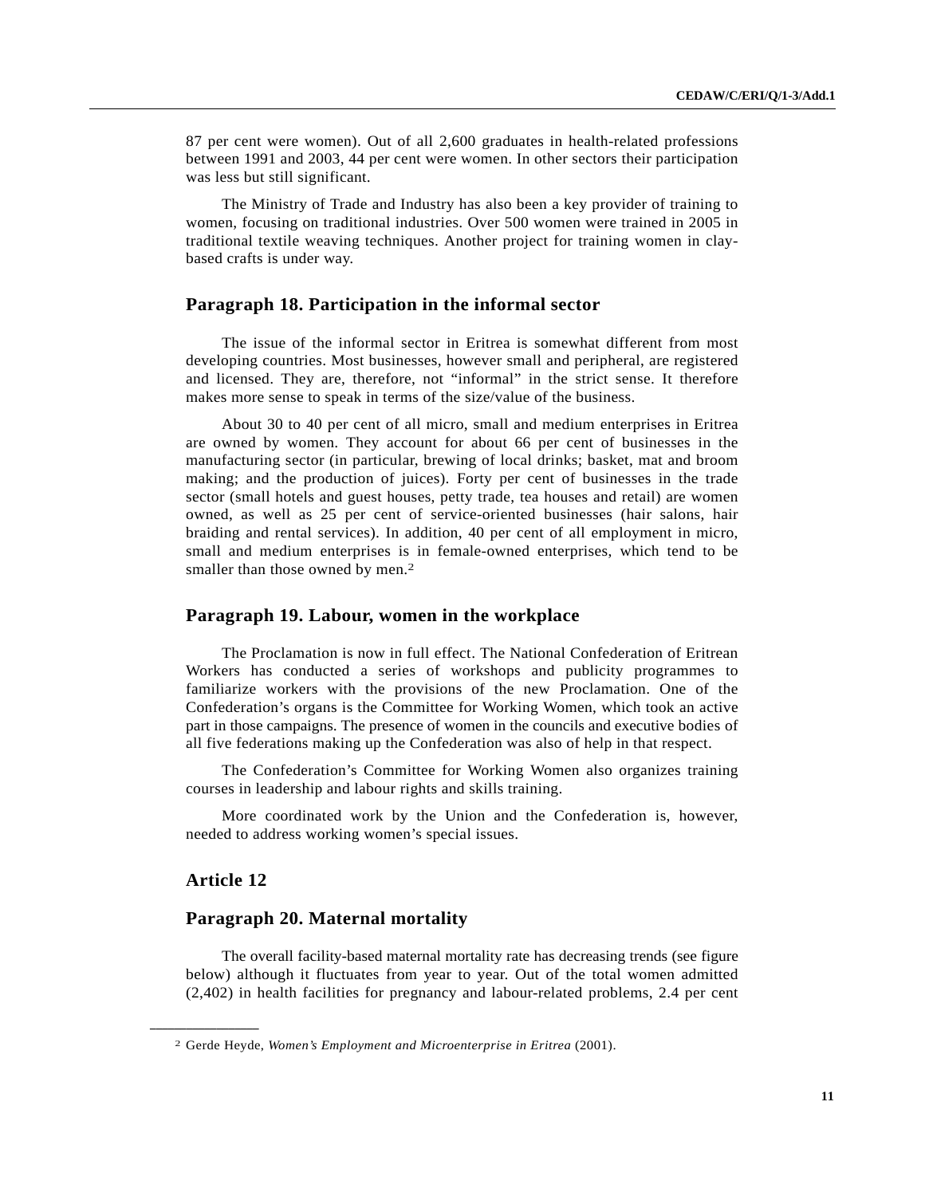87 per cent were women). Out of all 2,600 graduates in health-related professions between 1991 and 2003, 44 per cent were women. In other sectors their participation was less but still significant.

The Ministry of Trade and Industry has also been a key provider of training to women, focusing on traditional industries. Over 500 women were trained in 2005 in traditional textile weaving techniques. Another project for training women in clay-based crafts is under way.

## Paragraph 18. Participation in the informal sector

The issue of the informal sector in Eritrea is somewhat different from most developing countries. Most businesses, however small and peripheral, are registered and licensed. They are, therefore, not "informal" in the strict sense. It therefore makes more sense to speak in terms of the size/value of the business.

About 30 to 40 per cent of all micro, small and medium enterprises in Eritrea are owned by women. They account for about 66 per cent of businesses in the manufacturing sector (in particular, brewing of local drinks; basket, mat and broom making; and the production of juices). Forty per cent of businesses in the trade sector (small hotels and guest houses, petty trade, tea houses and retail) are women owned, as well as 25 per cent of service-oriented businesses (hair salons, hair braiding and rental services). In addition, 40 per cent of all employment in micro, small and medium enterprises is in female-owned enterprises, which tend to be smaller than those owned by men.[2]

## Paragraph 19. Labour, women in the workplace

The Proclamation is now in full effect. The National Confederation of Eritrean Workers has conducted a series of workshops and publicity programmes to familiarize workers with the provisions of the new Proclamation. One of the Confederation's organs is the Committee for Working Women, which took an active part in those campaigns. The presence of women in the councils and executive bodies of all five federations making up the Confederation was also of help in that respect.

The Confederation's Committee for Working Women also organizes training courses in leadership and labour rights and skills training.

More coordinated work by the Union and the Confederation is, however, needed to address working women's special issues.

## Article 12

## Paragraph 20. Maternal mortality

The overall facility-based maternal mortality rate has decreasing trends (see figure below) although it fluctuates from year to year. Out of the total women admitted (2,402) in health facilities for pregnancy and labour-related problems, 2.4 per cent

---

[2] Gerde Heyde, *Women's Employment and Microenterprise in Eritrea* (2001).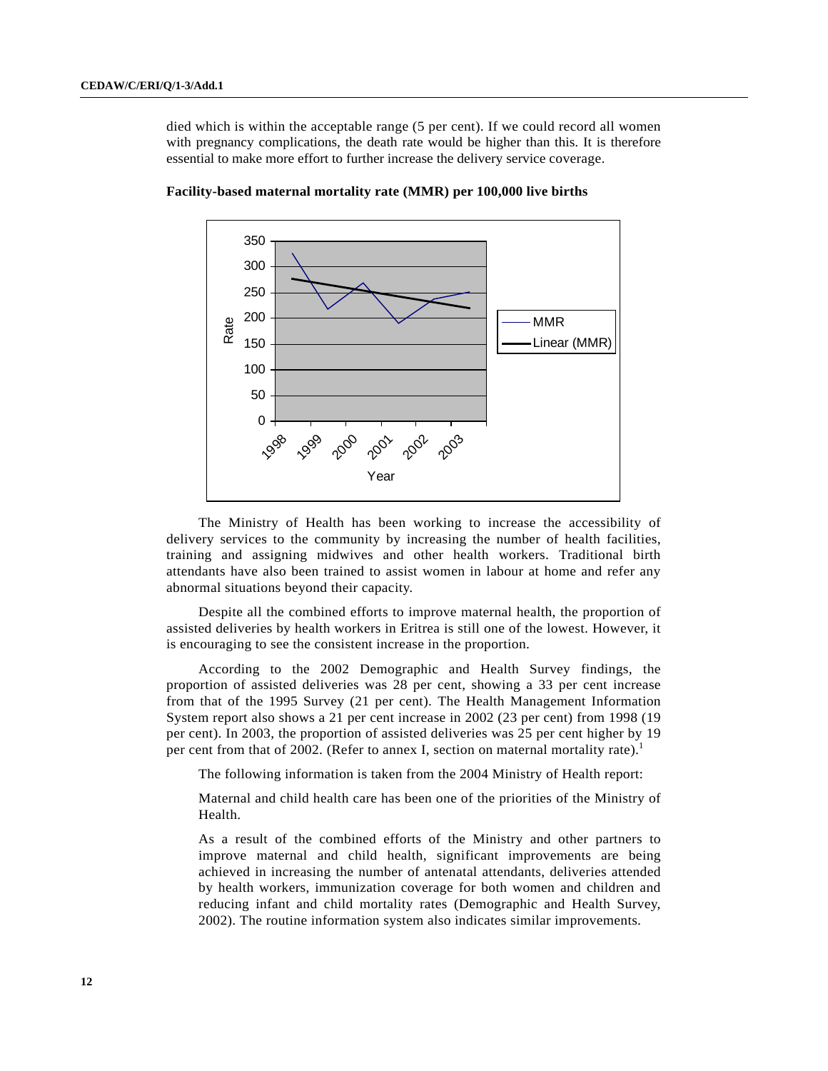died which is within the acceptable range (5 per cent). If we could record all women with pregnancy complications, the death rate would be higher than this. It is therefore essential to make more effort to further increase the delivery service coverage.

**Facility-based maternal mortality rate (MMR) per 100,000 live births**

The Ministry of Health has been working to increase the accessibility of delivery services to the community by increasing the number of health facilities, training and assigning midwives and other health workers. Traditional birth attendants have also been trained to assist women in labour at home and refer any abnormal situations beyond their capacity.

Despite all the combined efforts to improve maternal health, the proportion of assisted deliveries by health workers in Eritrea is still one of the lowest. However, it is encouraging to see the consistent increase in the proportion.

According to the 2002 Demographic and Health Survey findings, the proportion of assisted deliveries was 28 per cent, showing a 33 per cent increase from that of the 1995 Survey (21 per cent). The Health Management Information System report also shows a 21 per cent increase in 2002 (23 per cent) from 1998 (19 per cent). In 2003, the proportion of assisted deliveries was 25 per cent higher by 19 per cent from that of 2002. (Refer to annex I, section on maternal mortality rate).[1]

The following information is taken from the 2004 Ministry of Health report:

> Maternal and child health care has been one of the priorities of the Ministry of Health.
>
> As a result of the combined efforts of the Ministry and other partners to improve maternal and child health, significant improvements are being achieved in increasing the number of antenatal attendants, deliveries attended by health workers, immunization coverage for both women and children and reducing infant and child mortality rates (Demographic and Health Survey, 2002). The routine information system also indicates similar improvements.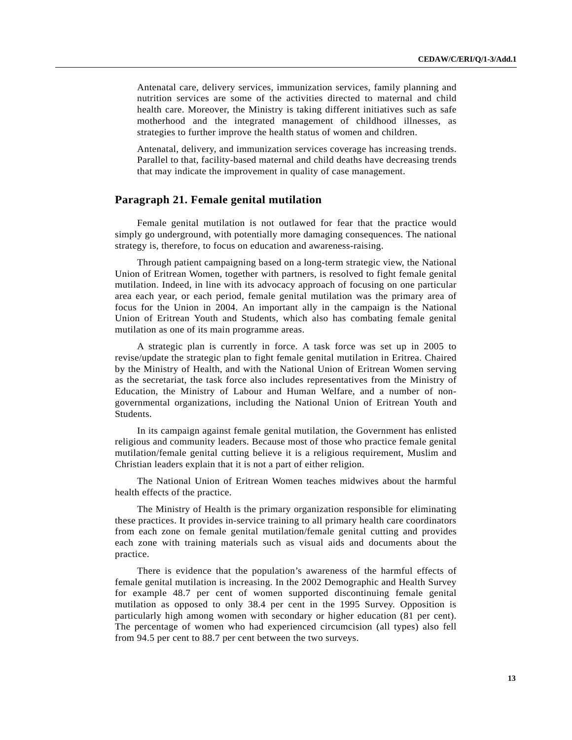Antenatal care, delivery services, immunization services, family planning and nutrition services are some of the activities directed to maternal and child health care. Moreover, the Ministry is taking different initiatives such as safe motherhood and the integrated management of childhood illnesses, as strategies to further improve the health status of women and children.

Antenatal, delivery, and immunization services coverage has increasing trends. Parallel to that, facility-based maternal and child deaths have decreasing trends that may indicate the improvement in quality of case management.

## Paragraph 21. Female genital mutilation

Female genital mutilation is not outlawed for fear that the practice would simply go underground, with potentially more damaging consequences. The national strategy is, therefore, to focus on education and awareness-raising.

Through patient campaigning based on a long-term strategic view, the National Union of Eritrean Women, together with partners, is resolved to fight female genital mutilation. Indeed, in line with its advocacy approach of focusing on one particular area each year, or each period, female genital mutilation was the primary area of focus for the Union in 2004. An important ally in the campaign is the National Union of Eritrean Youth and Students, which also has combating female genital mutilation as one of its main programme areas.

A strategic plan is currently in force. A task force was set up in 2005 to revise/update the strategic plan to fight female genital mutilation in Eritrea. Chaired by the Ministry of Health, and with the National Union of Eritrean Women serving as the secretariat, the task force also includes representatives from the Ministry of Education, the Ministry of Labour and Human Welfare, and a number of non-governmental organizations, including the National Union of Eritrean Youth and Students.

In its campaign against female genital mutilation, the Government has enlisted religious and community leaders. Because most of those who practice female genital mutilation/female genital cutting believe it is a religious requirement, Muslim and Christian leaders explain that it is not a part of either religion.

The National Union of Eritrean Women teaches midwives about the harmful health effects of the practice.

The Ministry of Health is the primary organization responsible for eliminating these practices. It provides in-service training to all primary health care coordinators from each zone on female genital mutilation/female genital cutting and provides each zone with training materials such as visual aids and documents about the practice.

There is evidence that the population's awareness of the harmful effects of female genital mutilation is increasing. In the 2002 Demographic and Health Survey for example 48.7 per cent of women supported discontinuing female genital mutilation as opposed to only 38.4 per cent in the 1995 Survey. Opposition is particularly high among women with secondary or higher education (81 per cent). The percentage of women who had experienced circumcision (all types) also fell from 94.5 per cent to 88.7 per cent between the two surveys.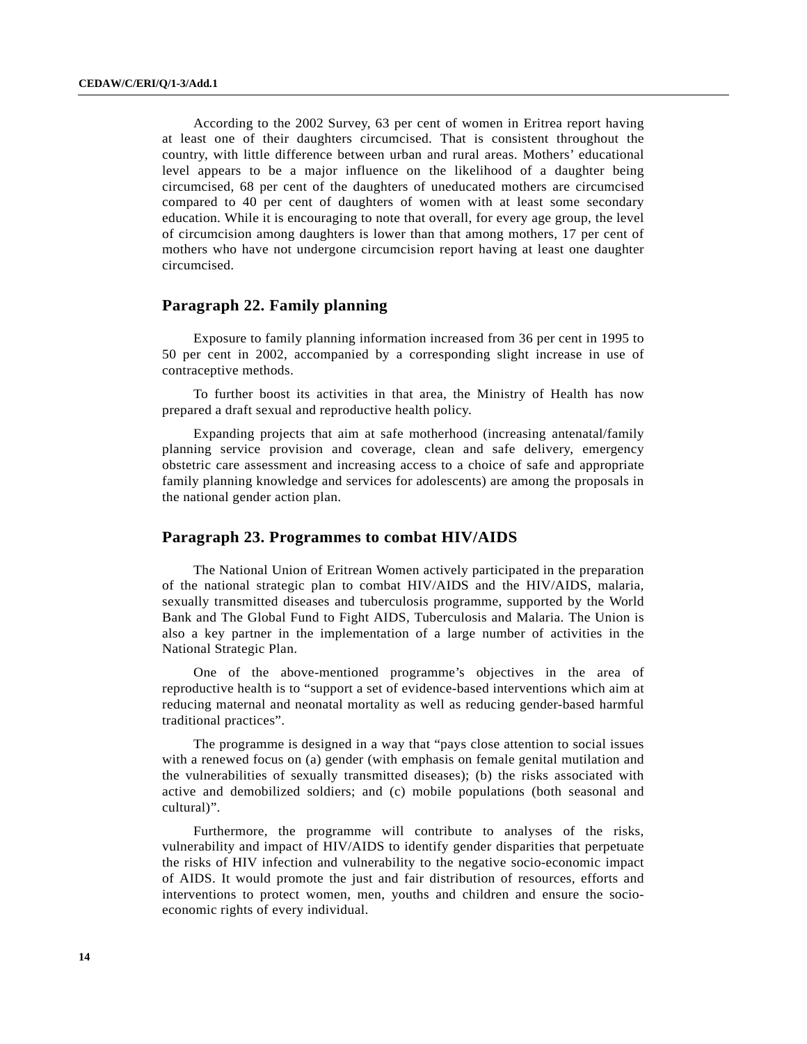According to the 2002 Survey, 63 per cent of women in Eritrea report having at least one of their daughters circumcised. That is consistent throughout the country, with little difference between urban and rural areas. Mothers' educational level appears to be a major influence on the likelihood of a daughter being circumcised, 68 per cent of the daughters of uneducated mothers are circumcised compared to 40 per cent of daughters of women with at least some secondary education. While it is encouraging to note that overall, for every age group, the level of circumcision among daughters is lower than that among mothers, 17 per cent of mothers who have not undergone circumcision report having at least one daughter circumcised.

## Paragraph 22. Family planning

Exposure to family planning information increased from 36 per cent in 1995 to 50 per cent in 2002, accompanied by a corresponding slight increase in use of contraceptive methods.

To further boost its activities in that area, the Ministry of Health has now prepared a draft sexual and reproductive health policy.

Expanding projects that aim at safe motherhood (increasing antenatal/family planning service provision and coverage, clean and safe delivery, emergency obstetric care assessment and increasing access to a choice of safe and appropriate family planning knowledge and services for adolescents) are among the proposals in the national gender action plan.

## Paragraph 23. Programmes to combat HIV/AIDS

The National Union of Eritrean Women actively participated in the preparation of the national strategic plan to combat HIV/AIDS and the HIV/AIDS, malaria, sexually transmitted diseases and tuberculosis programme, supported by the World Bank and The Global Fund to Fight AIDS, Tuberculosis and Malaria. The Union is also a key partner in the implementation of a large number of activities in the National Strategic Plan.

One of the above-mentioned programme's objectives in the area of reproductive health is to "support a set of evidence-based interventions which aim at reducing maternal and neonatal mortality as well as reducing gender-based harmful traditional practices".

The programme is designed in a way that "pays close attention to social issues with a renewed focus on (a) gender (with emphasis on female genital mutilation and the vulnerabilities of sexually transmitted diseases); (b) the risks associated with active and demobilized soldiers; and (c) mobile populations (both seasonal and cultural)".

Furthermore, the programme will contribute to analyses of the risks, vulnerability and impact of HIV/AIDS to identify gender disparities that perpetuate the risks of HIV infection and vulnerability to the negative socio-economic impact of AIDS. It would promote the just and fair distribution of resources, efforts and interventions to protect women, men, youths and children and ensure the socio-economic rights of every individual.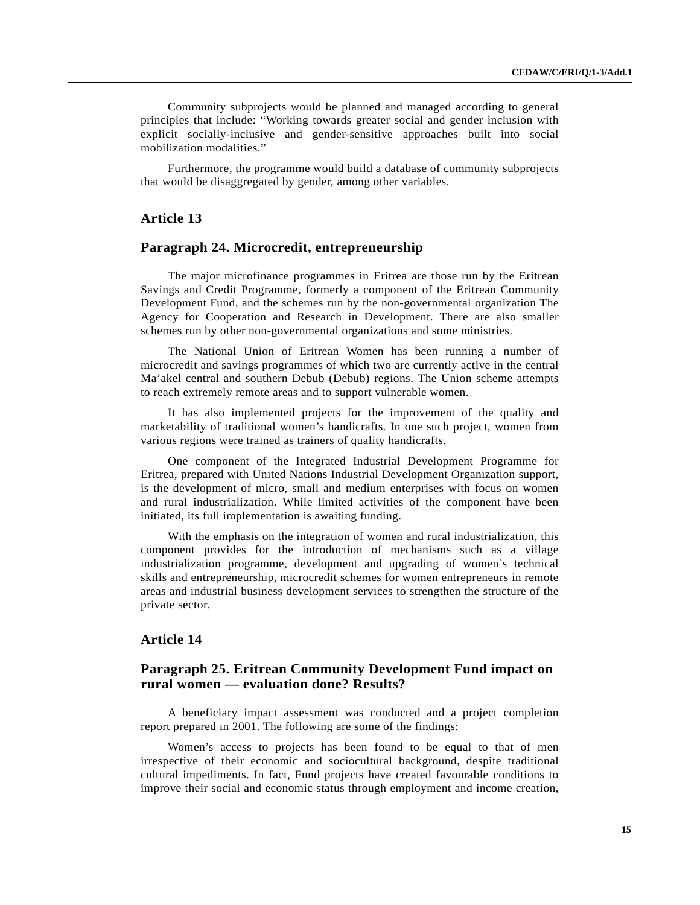Community subprojects would be planned and managed according to general principles that include: "Working towards greater social and gender inclusion with explicit socially-inclusive and gender-sensitive approaches built into social mobilization modalities."

Furthermore, the programme would build a database of community subprojects that would be disaggregated by gender, among other variables.

## Article 13

### Paragraph 24. Microcredit, entrepreneurship

The major microfinance programmes in Eritrea are those run by the Eritrean Savings and Credit Programme, formerly a component of the Eritrean Community Development Fund, and the schemes run by the non-governmental organization The Agency for Cooperation and Research in Development. There are also smaller schemes run by other non-governmental organizations and some ministries.

The National Union of Eritrean Women has been running a number of microcredit and savings programmes of which two are currently active in the central Ma'akel central and southern Debub (Debub) regions. The Union scheme attempts to reach extremely remote areas and to support vulnerable women.

It has also implemented projects for the improvement of the quality and marketability of traditional women's handicrafts. In one such project, women from various regions were trained as trainers of quality handicrafts.

One component of the Integrated Industrial Development Programme for Eritrea, prepared with United Nations Industrial Development Organization support, is the development of micro, small and medium enterprises with focus on women and rural industrialization. While limited activities of the component have been initiated, its full implementation is awaiting funding.

With the emphasis on the integration of women and rural industrialization, this component provides for the introduction of mechanisms such as a village industrialization programme, development and upgrading of women's technical skills and entrepreneurship, microcredit schemes for women entrepreneurs in remote areas and industrial business development services to strengthen the structure of the private sector.

## Article 14

### Paragraph 25. Eritrean Community Development Fund impact on rural women — evaluation done? Results?

A beneficiary impact assessment was conducted and a project completion report prepared in 2001. The following are some of the findings:

Women's access to projects has been found to be equal to that of men irrespective of their economic and sociocultural background, despite traditional cultural impediments. In fact, Fund projects have created favourable conditions to improve their social and economic status through employment and income creation,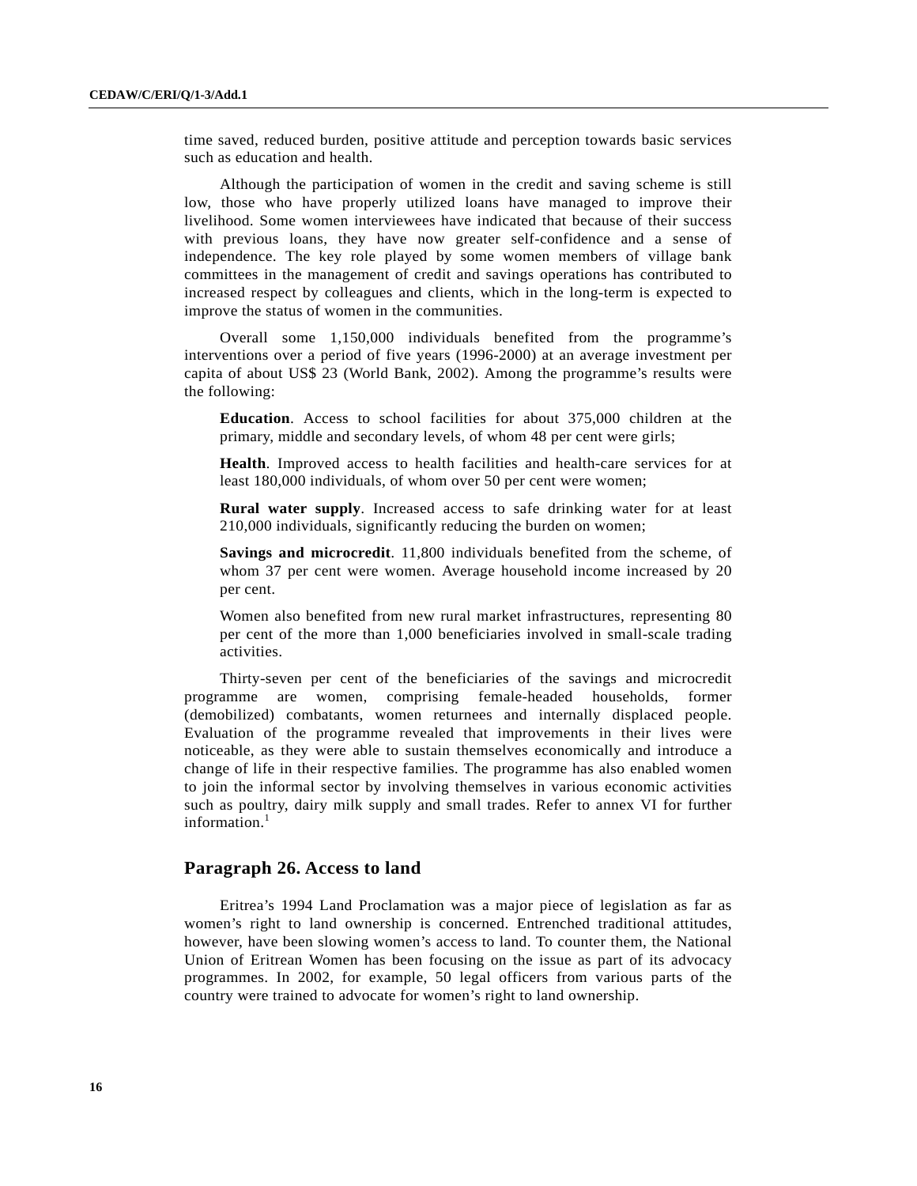time saved, reduced burden, positive attitude and perception towards basic services such as education and health.

Although the participation of women in the credit and saving scheme is still low, those who have properly utilized loans have managed to improve their livelihood. Some women interviewees have indicated that because of their success with previous loans, they have now greater self-confidence and a sense of independence. The key role played by some women members of village bank committees in the management of credit and savings operations has contributed to increased respect by colleagues and clients, which in the long-term is expected to improve the status of women in the communities.

Overall some 1,150,000 individuals benefited from the programme's interventions over a period of five years (1996-2000) at an average investment per capita of about US$ 23 (World Bank, 2002). Among the programme's results were the following:

> **Education**. Access to school facilities for about 375,000 children at the primary, middle and secondary levels, of whom 48 per cent were girls;
>
> **Health**. Improved access to health facilities and health-care services for at least 180,000 individuals, of whom over 50 per cent were women;
>
> **Rural water supply**. Increased access to safe drinking water for at least 210,000 individuals, significantly reducing the burden on women;
>
> **Savings and microcredit**. 11,800 individuals benefited from the scheme, of whom 37 per cent were women. Average household income increased by 20 per cent.
>
> Women also benefited from new rural market infrastructures, representing 80 per cent of the more than 1,000 beneficiaries involved in small-scale trading activities.

Thirty-seven per cent of the beneficiaries of the savings and microcredit programme are women, comprising female-headed households, former (demobilized) combatants, women returnees and internally displaced people. Evaluation of the programme revealed that improvements in their lives were noticeable, as they were able to sustain themselves economically and introduce a change of life in their respective families. The programme has also enabled women to join the informal sector by involving themselves in various economic activities such as poultry, dairy milk supply and small trades. Refer to annex VI for further information.[1]

## Paragraph 26. Access to land

Eritrea's 1994 Land Proclamation was a major piece of legislation as far as women's right to land ownership is concerned. Entrenched traditional attitudes, however, have been slowing women's access to land. To counter them, the National Union of Eritrean Women has been focusing on the issue as part of its advocacy programmes. In 2002, for example, 50 legal officers from various parts of the country were trained to advocate for women's right to land ownership.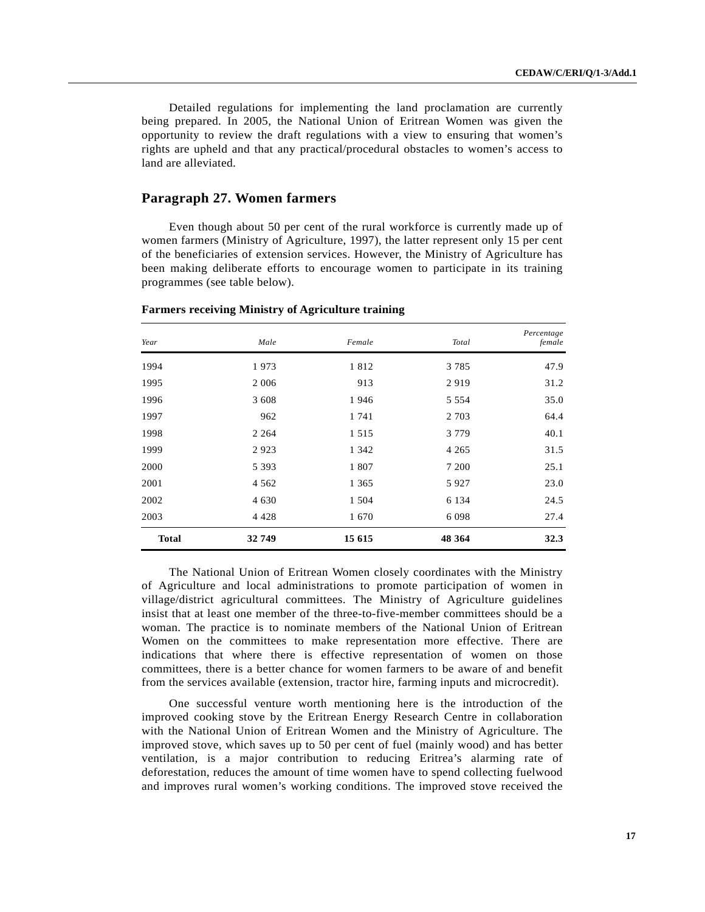Detailed regulations for implementing the land proclamation are currently being prepared. In 2005, the National Union of Eritrean Women was given the opportunity to review the draft regulations with a view to ensuring that women's rights are upheld and that any practical/procedural obstacles to women's access to land are alleviated.

## Paragraph 27. Women farmers

Even though about 50 per cent of the rural workforce is currently made up of women farmers (Ministry of Agriculture, 1997), the latter represent only 15 per cent of the beneficiaries of extension services. However, the Ministry of Agriculture has been making deliberate efforts to encourage women to participate in its training programmes (see table below).

**Farmers receiving Ministry of Agriculture training**

| *Year* | *Male* | *Female* | *Total* | *Percentage female* |
|---|---|---|---|---|
| 1994 | 1 973 | 1 812 | 3 785 | 47.9 |
| 1995 | 2 006 | 913 | 2 919 | 31.2 |
| 1996 | 3 608 | 1 946 | 5 554 | 35.0 |
| 1997 | 962 | 1 741 | 2 703 | 64.4 |
| 1998 | 2 264 | 1 515 | 3 779 | 40.1 |
| 1999 | 2 923 | 1 342 | 4 265 | 31.5 |
| 2000 | 5 393 | 1 807 | 7 200 | 25.1 |
| 2001 | 4 562 | 1 365 | 5 927 | 23.0 |
| 2002 | 4 630 | 1 504 | 6 134 | 24.5 |
| 2003 | 4 428 | 1 670 | 6 098 | 27.4 |
| **Total** | **32 749** | **15 615** | **48 364** | **32.3** |

The National Union of Eritrean Women closely coordinates with the Ministry of Agriculture and local administrations to promote participation of women in village/district agricultural committees. The Ministry of Agriculture guidelines insist that at least one member of the three-to-five-member committees should be a woman. The practice is to nominate members of the National Union of Eritrean Women on the committees to make representation more effective. There are indications that where there is effective representation of women on those committees, there is a better chance for women farmers to be aware of and benefit from the services available (extension, tractor hire, farming inputs and microcredit).

One successful venture worth mentioning here is the introduction of the improved cooking stove by the Eritrean Energy Research Centre in collaboration with the National Union of Eritrean Women and the Ministry of Agriculture. The improved stove, which saves up to 50 per cent of fuel (mainly wood) and has better ventilation, is a major contribution to reducing Eritrea's alarming rate of deforestation, reduces the amount of time women have to spend collecting fuelwood and improves rural women's working conditions. The improved stove received the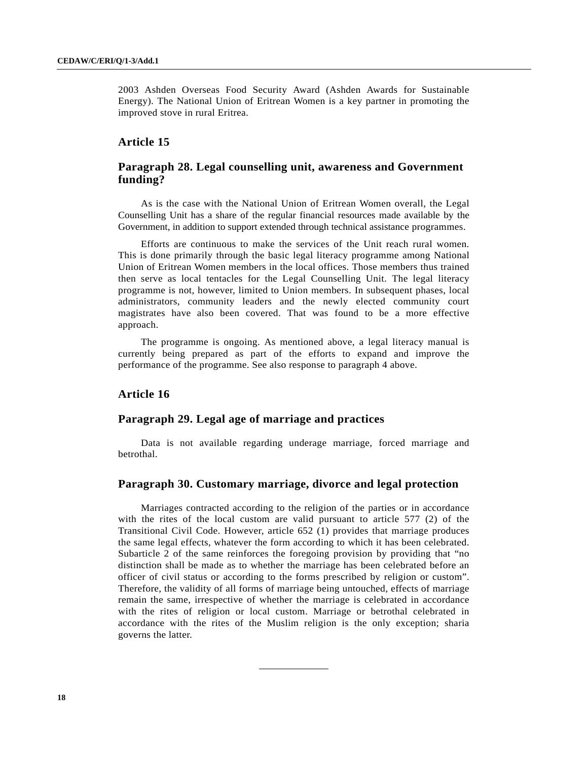2003 Ashden Overseas Food Security Award (Ashden Awards for Sustainable Energy). The National Union of Eritrean Women is a key partner in promoting the improved stove in rural Eritrea.

## Article 15

### Paragraph 28. Legal counselling unit, awareness and Government funding?

As is the case with the National Union of Eritrean Women overall, the Legal Counselling Unit has a share of the regular financial resources made available by the Government, in addition to support extended through technical assistance programmes.

Efforts are continuous to make the services of the Unit reach rural women. This is done primarily through the basic legal literacy programme among National Union of Eritrean Women members in the local offices. Those members thus trained then serve as local tentacles for the Legal Counselling Unit. The legal literacy programme is not, however, limited to Union members. In subsequent phases, local administrators, community leaders and the newly elected community court magistrates have also been covered. That was found to be a more effective approach.

The programme is ongoing. As mentioned above, a legal literacy manual is currently being prepared as part of the efforts to expand and improve the performance of the programme. See also response to paragraph 4 above.

## Article 16

### Paragraph 29. Legal age of marriage and practices

Data is not available regarding underage marriage, forced marriage and betrothal.

### Paragraph 30. Customary marriage, divorce and legal protection

Marriages contracted according to the religion of the parties or in accordance with the rites of the local custom are valid pursuant to article 577 (2) of the Transitional Civil Code. However, article 652 (1) provides that marriage produces the same legal effects, whatever the form according to which it has been celebrated. Subarticle 2 of the same reinforces the foregoing provision by providing that "no distinction shall be made as to whether the marriage has been celebrated before an officer of civil status or according to the forms prescribed by religion or custom". Therefore, the validity of all forms of marriage being untouched, effects of marriage remain the same, irrespective of whether the marriage is celebrated in accordance with the rites of religion or local custom. Marriage or betrothal celebrated in accordance with the rites of the Muslim religion is the only exception; sharia governs the latter.